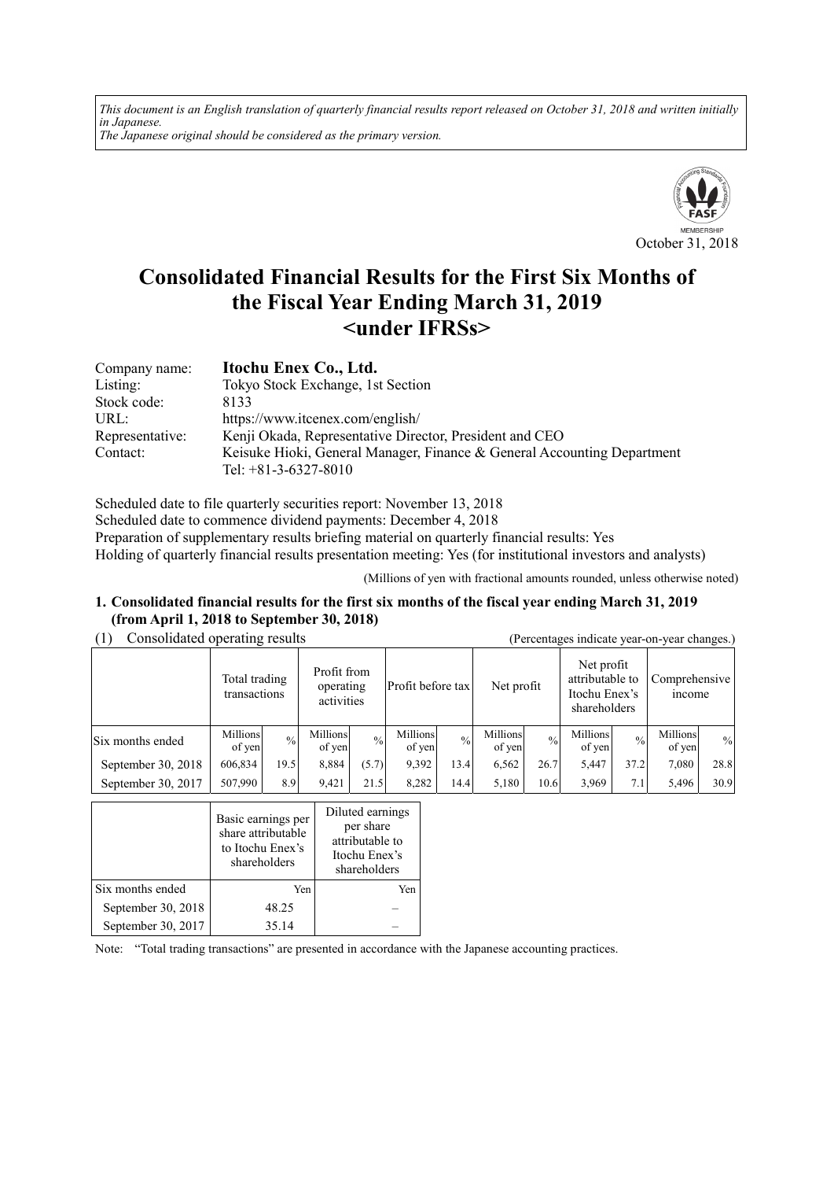*This document is an English translation of quarterly financial results report released on October 31, 2018 and written initially in Japanese.*
*The Japanese original should be considered as the primary version.*

October 31, 2018

# Consolidated Financial Results for the First Six Months of the Fiscal Year Ending March 31, 2019 <under IFRSs>

| | |
|---|---|
| Company name: | **Itochu Enex Co., Ltd.** |
| Listing: | Tokyo Stock Exchange, 1st Section |
| Stock code: | 8133 |
| URL: | https://www.itcenex.com/english/ |
| Representative: | Kenji Okada, Representative Director, President and CEO |
| Contact: | Keisuke Hioki, General Manager, Finance & General Accounting Department<br>Tel: +81-3-6327-8010 |

Scheduled date to file quarterly securities report: November 13, 2018
Scheduled date to commence dividend payments: December 4, 2018
Preparation of supplementary results briefing material on quarterly financial results: Yes
Holding of quarterly financial results presentation meeting: Yes (for institutional investors and analysts)

(Millions of yen with fractional amounts rounded, unless otherwise noted)

## 1. Consolidated financial results for the first six months of the fiscal year ending March 31, 2019 (from April 1, 2018 to September 30, 2018)

(1) Consolidated operating results (Percentages indicate year-on-year changes.)

| | Total trading transactions | | Profit from operating activities | | Profit before tax | | Net profit | | Net profit attributable to Itochu Enex's shareholders | | Comprehensive income | |
|---|---|---|---|---|---|---|---|---|---|---|---|---|
| Six months ended | Millions of yen | % | Millions of yen | % | Millions of yen | % | Millions of yen | % | Millions of yen | % | Millions of yen | % |
| September 30, 2018 | 606,834 | 19.5 | 8,884 | (5.7) | 9,392 | 13.4 | 6,562 | 26.7 | 5,447 | 37.2 | 7,080 | 28.8 |
| September 30, 2017 | 507,990 | 8.9 | 9,421 | 21.5 | 8,282 | 14.4 | 5,180 | 10.6 | 3,969 | 7.1 | 5,496 | 30.9 |

| | Basic earnings per share attributable to Itochu Enex's shareholders | Diluted earnings per share attributable to Itochu Enex's shareholders |
|---|---|---|
| Six months ended | Yen | Yen |
| September 30, 2018 | 48.25 | – |
| September 30, 2017 | 35.14 | – |

Note: "Total trading transactions" are presented in accordance with the Japanese accounting practices.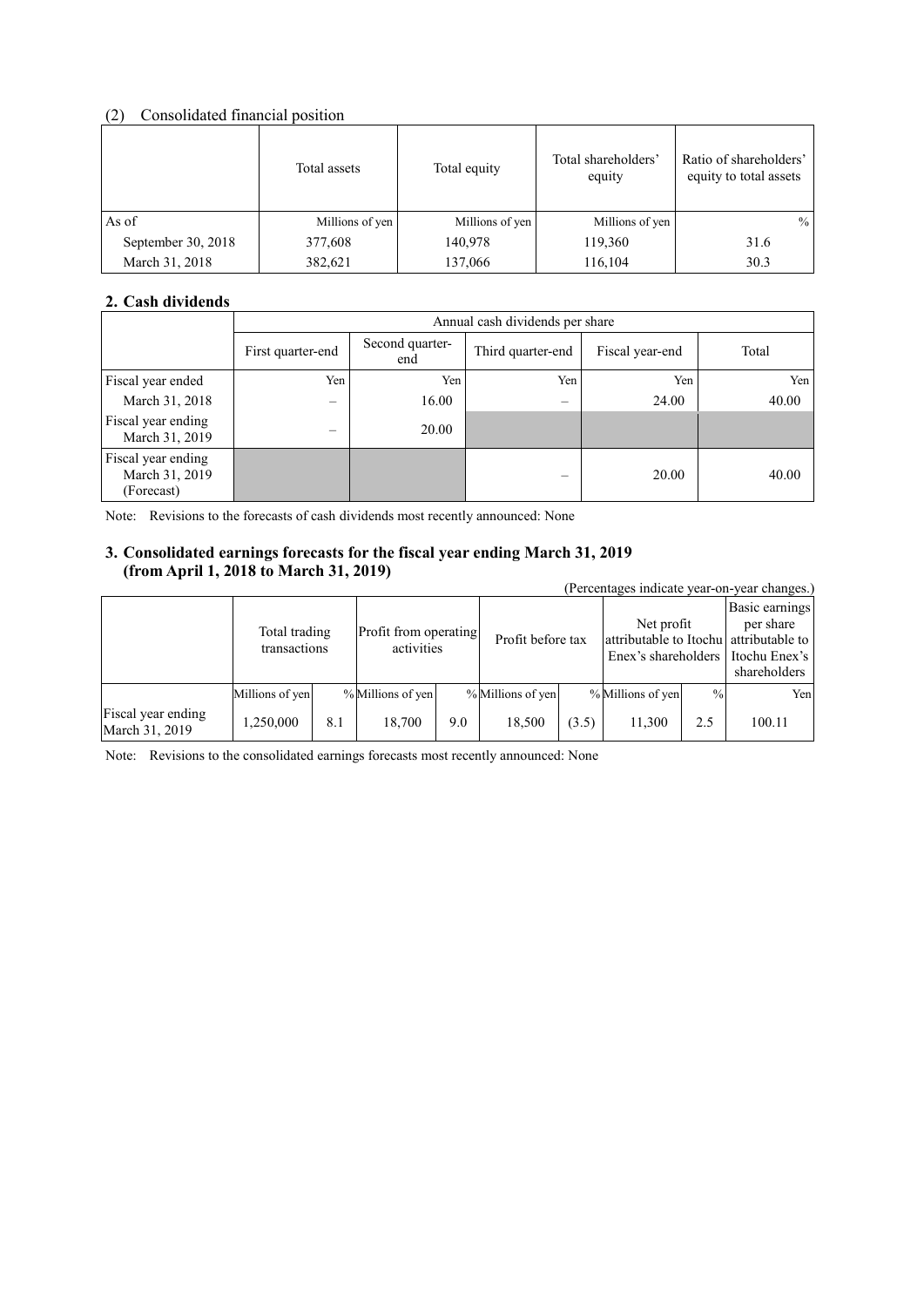### (2) Consolidated financial position

| | Total assets | Total equity | Total shareholders' equity | Ratio of shareholders' equity to total assets |
|---|---|---|---|---|
| As of | Millions of yen | Millions of yen | Millions of yen | % |
| September 30, 2018 | 377,608 | 140,978 | 119,360 | 31.6 |
| March 31, 2018 | 382,621 | 137,066 | 116,104 | 30.3 |

## 2. Cash dividends

| | Annual cash dividends per share | | | | |
|---|---|---|---|---|---|
| | First quarter-end | Second quarter-end | Third quarter-end | Fiscal year-end | Total |
| Fiscal year ended | Yen | Yen | Yen | Yen | Yen |
| March 31, 2018 | – | 16.00 | – | 24.00 | 40.00 |
| Fiscal year ending March 31, 2019 | – | 20.00 | | | |
| Fiscal year ending March 31, 2019 (Forecast) | | | – | 20.00 | 40.00 |

Note: Revisions to the forecasts of cash dividends most recently announced: None

## 3. Consolidated earnings forecasts for the fiscal year ending March 31, 2019 (from April 1, 2018 to March 31, 2019)

(Percentages indicate year-on-year changes.)

| | Total trading transactions | | Profit from operating activities | | Profit before tax | | Net profit attributable to Itochu Enex's shareholders | | Basic earnings per share attributable to Itochu Enex's shareholders |
|---|---|---|---|---|---|---|---|---|---|
| | Millions of yen | % | Millions of yen | % | Millions of yen | % | Millions of yen | % | Yen |
| Fiscal year ending March 31, 2019 | 1,250,000 | 8.1 | 18,700 | 9.0 | 18,500 | (3.5) | 11,300 | 2.5 | 100.11 |

Note: Revisions to the consolidated earnings forecasts most recently announced: None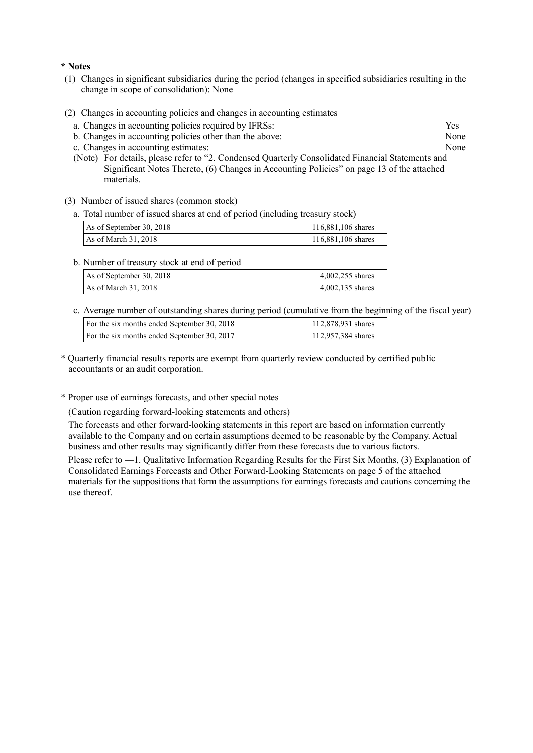**\* Notes**

(1) Changes in significant subsidiaries during the period (changes in specified subsidiaries resulting in the change in scope of consolidation): None

(2) Changes in accounting policies and changes in accounting estimates

a. Changes in accounting policies required by IFRSs: Yes

b. Changes in accounting policies other than the above: None

c. Changes in accounting estimates: None

(Note) For details, please refer to "2. Condensed Quarterly Consolidated Financial Statements and Significant Notes Thereto, (6) Changes in Accounting Policies" on page 13 of the attached materials.

(3) Number of issued shares (common stock)

a. Total number of issued shares at end of period (including treasury stock)

| | |
|---|---|
| As of September 30, 2018 | 116,881,106 shares |
| As of March 31, 2018 | 116,881,106 shares |

b. Number of treasury stock at end of period

| | |
|---|---|
| As of September 30, 2018 | 4,002,255 shares |
| As of March 31, 2018 | 4,002,135 shares |

c. Average number of outstanding shares during period (cumulative from the beginning of the fiscal year)

| | |
|---|---|
| For the six months ended September 30, 2018 | 112,878,931 shares |
| For the six months ended September 30, 2017 | 112,957,384 shares |

\* Quarterly financial results reports are exempt from quarterly review conducted by certified public accountants or an audit corporation.

\* Proper use of earnings forecasts, and other special notes

(Caution regarding forward-looking statements and others)

The forecasts and other forward-looking statements in this report are based on information currently available to the Company and on certain assumptions deemed to be reasonable by the Company. Actual business and other results may significantly differ from these forecasts due to various factors.

Please refer to ―1. Qualitative Information Regarding Results for the First Six Months, (3) Explanation of Consolidated Earnings Forecasts and Other Forward-Looking Statements on page 5 of the attached materials for the suppositions that form the assumptions for earnings forecasts and cautions concerning the use thereof.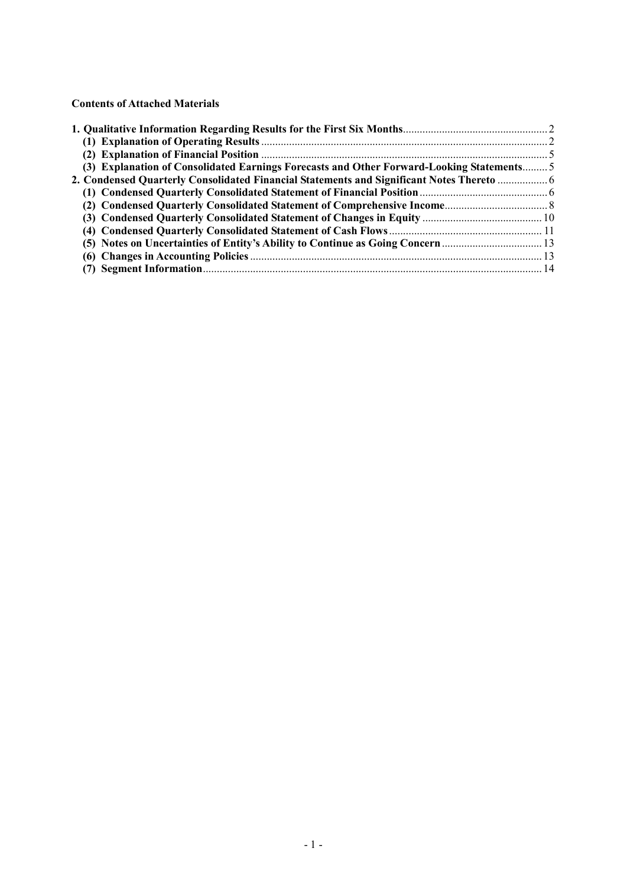**Contents of Attached Materials**

| | |
|---|---|
| **1. Qualitative Information Regarding Results for the First Six Months** | 2 |
| **(1) Explanation of Operating Results** | 2 |
| **(2) Explanation of Financial Position** | 5 |
| **(3) Explanation of Consolidated Earnings Forecasts and Other Forward-Looking Statements** | 5 |
| **2. Condensed Quarterly Consolidated Financial Statements and Significant Notes Thereto** | 6 |
| **(1) Condensed Quarterly Consolidated Statement of Financial Position** | 6 |
| **(2) Condensed Quarterly Consolidated Statement of Comprehensive Income** | 8 |
| **(3) Condensed Quarterly Consolidated Statement of Changes in Equity** | 10 |
| **(4) Condensed Quarterly Consolidated Statement of Cash Flows** | 11 |
| **(5) Notes on Uncertainties of Entity's Ability to Continue as Going Concern** | 13 |
| **(6) Changes in Accounting Policies** | 13 |
| **(7) Segment Information** | 14 |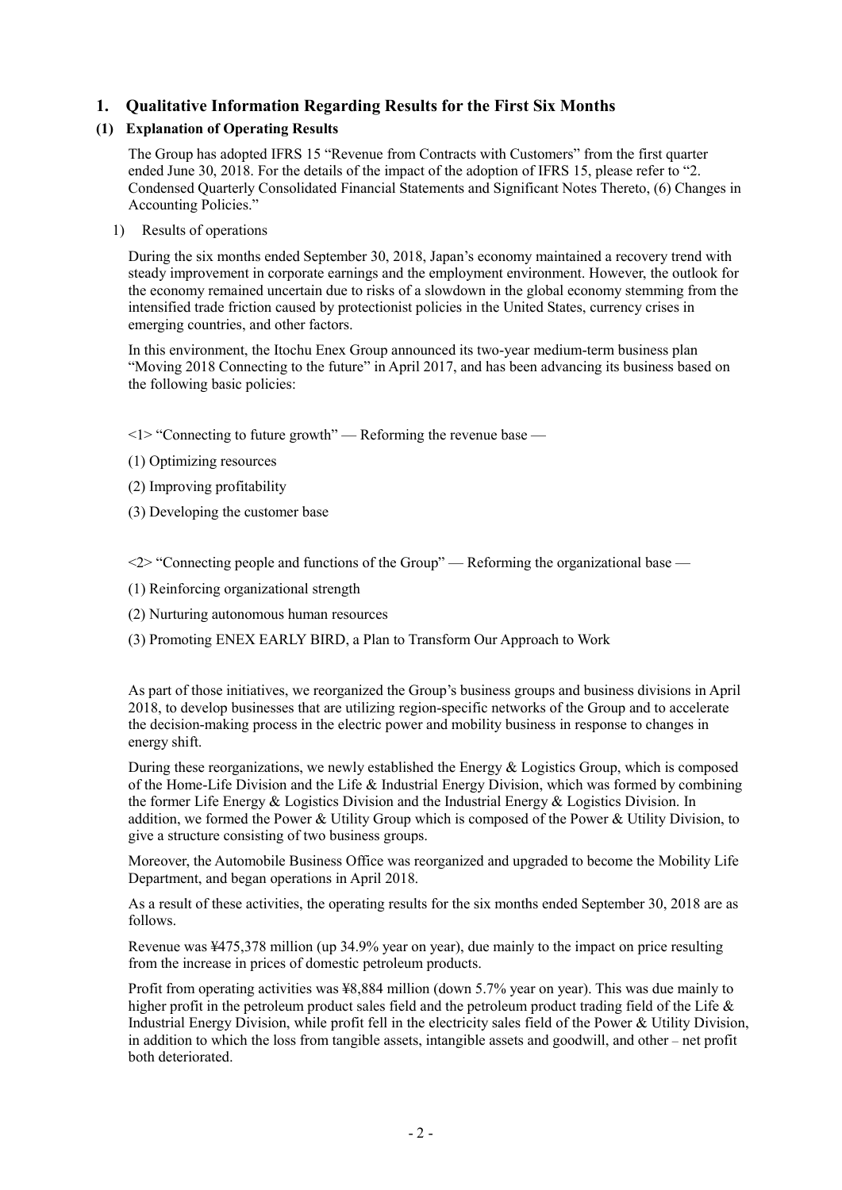## 1. Qualitative Information Regarding Results for the First Six Months

### (1) Explanation of Operating Results

The Group has adopted IFRS 15 "Revenue from Contracts with Customers" from the first quarter ended June 30, 2018. For the details of the impact of the adoption of IFRS 15, please refer to "2. Condensed Quarterly Consolidated Financial Statements and Significant Notes Thereto, (6) Changes in Accounting Policies."

1) Results of operations

During the six months ended September 30, 2018, Japan's economy maintained a recovery trend with steady improvement in corporate earnings and the employment environment. However, the outlook for the economy remained uncertain due to risks of a slowdown in the global economy stemming from the intensified trade friction caused by protectionist policies in the United States, currency crises in emerging countries, and other factors.

In this environment, the Itochu Enex Group announced its two-year medium-term business plan "Moving 2018 Connecting to the future" in April 2017, and has been advancing its business based on the following basic policies:

<1> "Connecting to future growth" — Reforming the revenue base —

(1) Optimizing resources

(2) Improving profitability

(3) Developing the customer base

<2> "Connecting people and functions of the Group" — Reforming the organizational base —

(1) Reinforcing organizational strength

(2) Nurturing autonomous human resources

(3) Promoting ENEX EARLY BIRD, a Plan to Transform Our Approach to Work

As part of those initiatives, we reorganized the Group's business groups and business divisions in April 2018, to develop businesses that are utilizing region-specific networks of the Group and to accelerate the decision-making process in the electric power and mobility business in response to changes in energy shift.

During these reorganizations, we newly established the Energy & Logistics Group, which is composed of the Home-Life Division and the Life & Industrial Energy Division, which was formed by combining the former Life Energy & Logistics Division and the Industrial Energy & Logistics Division. In addition, we formed the Power & Utility Group which is composed of the Power & Utility Division, to give a structure consisting of two business groups.

Moreover, the Automobile Business Office was reorganized and upgraded to become the Mobility Life Department, and began operations in April 2018.

As a result of these activities, the operating results for the six months ended September 30, 2018 are as follows.

Revenue was ¥475,378 million (up 34.9% year on year), due mainly to the impact on price resulting from the increase in prices of domestic petroleum products.

Profit from operating activities was ¥8,884 million (down 5.7% year on year). This was due mainly to higher profit in the petroleum product sales field and the petroleum product trading field of the Life & Industrial Energy Division, while profit fell in the electricity sales field of the Power & Utility Division, in addition to which the loss from tangible assets, intangible assets and goodwill, and other – net profit both deteriorated.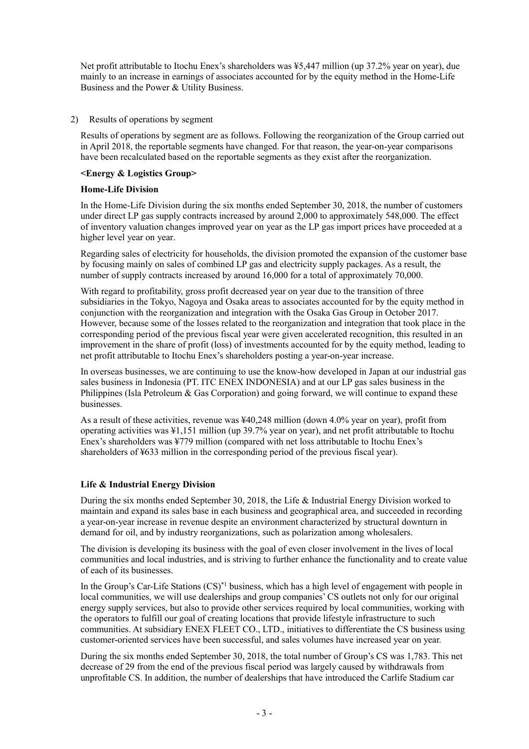Net profit attributable to Itochu Enex's shareholders was ¥5,447 million (up 37.2% year on year), due mainly to an increase in earnings of associates accounted for by the equity method in the Home-Life Business and the Power & Utility Business.

2) Results of operations by segment

Results of operations by segment are as follows. Following the reorganization of the Group carried out in April 2018, the reportable segments have changed. For that reason, the year-on-year comparisons have been recalculated based on the reportable segments as they exist after the reorganization.

**<Energy & Logistics Group>**

**Home-Life Division**

In the Home-Life Division during the six months ended September 30, 2018, the number of customers under direct LP gas supply contracts increased by around 2,000 to approximately 548,000. The effect of inventory valuation changes improved year on year as the LP gas import prices have proceeded at a higher level year on year.

Regarding sales of electricity for households, the division promoted the expansion of the customer base by focusing mainly on sales of combined LP gas and electricity supply packages. As a result, the number of supply contracts increased by around 16,000 for a total of approximately 70,000.

With regard to profitability, gross profit decreased year on year due to the transition of three subsidiaries in the Tokyo, Nagoya and Osaka areas to associates accounted for by the equity method in conjunction with the reorganization and integration with the Osaka Gas Group in October 2017. However, because some of the losses related to the reorganization and integration that took place in the corresponding period of the previous fiscal year were given accelerated recognition, this resulted in an improvement in the share of profit (loss) of investments accounted for by the equity method, leading to net profit attributable to Itochu Enex's shareholders posting a year-on-year increase.

In overseas businesses, we are continuing to use the know-how developed in Japan at our industrial gas sales business in Indonesia (PT. ITC ENEX INDONESIA) and at our LP gas sales business in the Philippines (Isla Petroleum & Gas Corporation) and going forward, we will continue to expand these businesses.

As a result of these activities, revenue was ¥40,248 million (down 4.0% year on year), profit from operating activities was ¥1,151 million (up 39.7% year on year), and net profit attributable to Itochu Enex's shareholders was ¥779 million (compared with net loss attributable to Itochu Enex's shareholders of ¥633 million in the corresponding period of the previous fiscal year).

**Life & Industrial Energy Division**

During the six months ended September 30, 2018, the Life & Industrial Energy Division worked to maintain and expand its sales base in each business and geographical area, and succeeded in recording a year-on-year increase in revenue despite an environment characterized by structural downturn in demand for oil, and by industry reorganizations, such as polarization among wholesalers.

The division is developing its business with the goal of even closer involvement in the lives of local communities and local industries, and is striving to further enhance the functionality and to create value of each of its businesses.

In the Group's Car-Life Stations (CS)[*1] business, which has a high level of engagement with people in local communities, we will use dealerships and group companies' CS outlets not only for our original energy supply services, but also to provide other services required by local communities, working with the operators to fulfill our goal of creating locations that provide lifestyle infrastructure to such communities. At subsidiary ENEX FLEET CO., LTD., initiatives to differentiate the CS business using customer-oriented services have been successful, and sales volumes have increased year on year.

During the six months ended September 30, 2018, the total number of Group's CS was 1,783. This net decrease of 29 from the end of the previous fiscal period was largely caused by withdrawals from unprofitable CS. In addition, the number of dealerships that have introduced the Carlife Stadium car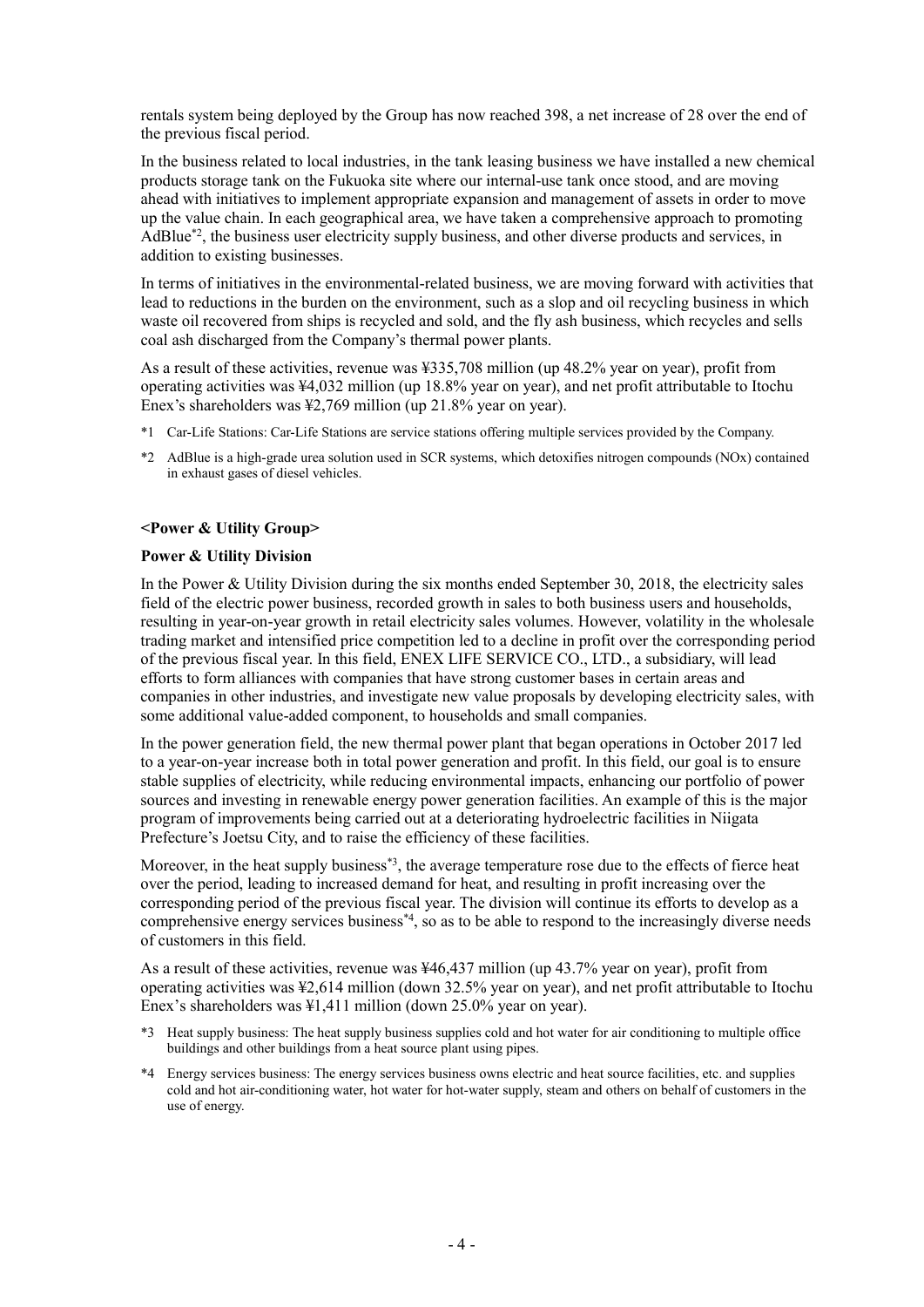rentals system being deployed by the Group has now reached 398, a net increase of 28 over the end of the previous fiscal period.

In the business related to local industries, in the tank leasing business we have installed a new chemical products storage tank on the Fukuoka site where our internal-use tank once stood, and are moving ahead with initiatives to implement appropriate expansion and management of assets in order to move up the value chain. In each geographical area, we have taken a comprehensive approach to promoting AdBlue[*2], the business user electricity supply business, and other diverse products and services, in addition to existing businesses.

In terms of initiatives in the environmental-related business, we are moving forward with activities that lead to reductions in the burden on the environment, such as a slop and oil recycling business in which waste oil recovered from ships is recycled and sold, and the fly ash business, which recycles and sells coal ash discharged from the Company's thermal power plants.

As a result of these activities, revenue was ¥335,708 million (up 48.2% year on year), profit from operating activities was ¥4,032 million (up 18.8% year on year), and net profit attributable to Itochu Enex's shareholders was ¥2,769 million (up 21.8% year on year).

*1 Car-Life Stations: Car-Life Stations are service stations offering multiple services provided by the Company.

*2 AdBlue is a high-grade urea solution used in SCR systems, which detoxifies nitrogen compounds (NOx) contained in exhaust gases of diesel vehicles.

**<Power & Utility Group>**

**Power & Utility Division**

In the Power & Utility Division during the six months ended September 30, 2018, the electricity sales field of the electric power business, recorded growth in sales to both business users and households, resulting in year-on-year growth in retail electricity sales volumes. However, volatility in the wholesale trading market and intensified price competition led to a decline in profit over the corresponding period of the previous fiscal year. In this field, ENEX LIFE SERVICE CO., LTD., a subsidiary, will lead efforts to form alliances with companies that have strong customer bases in certain areas and companies in other industries, and investigate new value proposals by developing electricity sales, with some additional value-added component, to households and small companies.

In the power generation field, the new thermal power plant that began operations in October 2017 led to a year-on-year increase both in total power generation and profit. In this field, our goal is to ensure stable supplies of electricity, while reducing environmental impacts, enhancing our portfolio of power sources and investing in renewable energy power generation facilities. An example of this is the major program of improvements being carried out at a deteriorating hydroelectric facilities in Niigata Prefecture's Joetsu City, and to raise the efficiency of these facilities.

Moreover, in the heat supply business[*3], the average temperature rose due to the effects of fierce heat over the period, leading to increased demand for heat, and resulting in profit increasing over the corresponding period of the previous fiscal year. The division will continue its efforts to develop as a comprehensive energy services business[*4], so as to be able to respond to the increasingly diverse needs of customers in this field.

As a result of these activities, revenue was ¥46,437 million (up 43.7% year on year), profit from operating activities was ¥2,614 million (down 32.5% year on year), and net profit attributable to Itochu Enex's shareholders was ¥1,411 million (down 25.0% year on year).

*3 Heat supply business: The heat supply business supplies cold and hot water for air conditioning to multiple office buildings and other buildings from a heat source plant using pipes.

*4 Energy services business: The energy services business owns electric and heat source facilities, etc. and supplies cold and hot air-conditioning water, hot water for hot-water supply, steam and others on behalf of customers in the use of energy.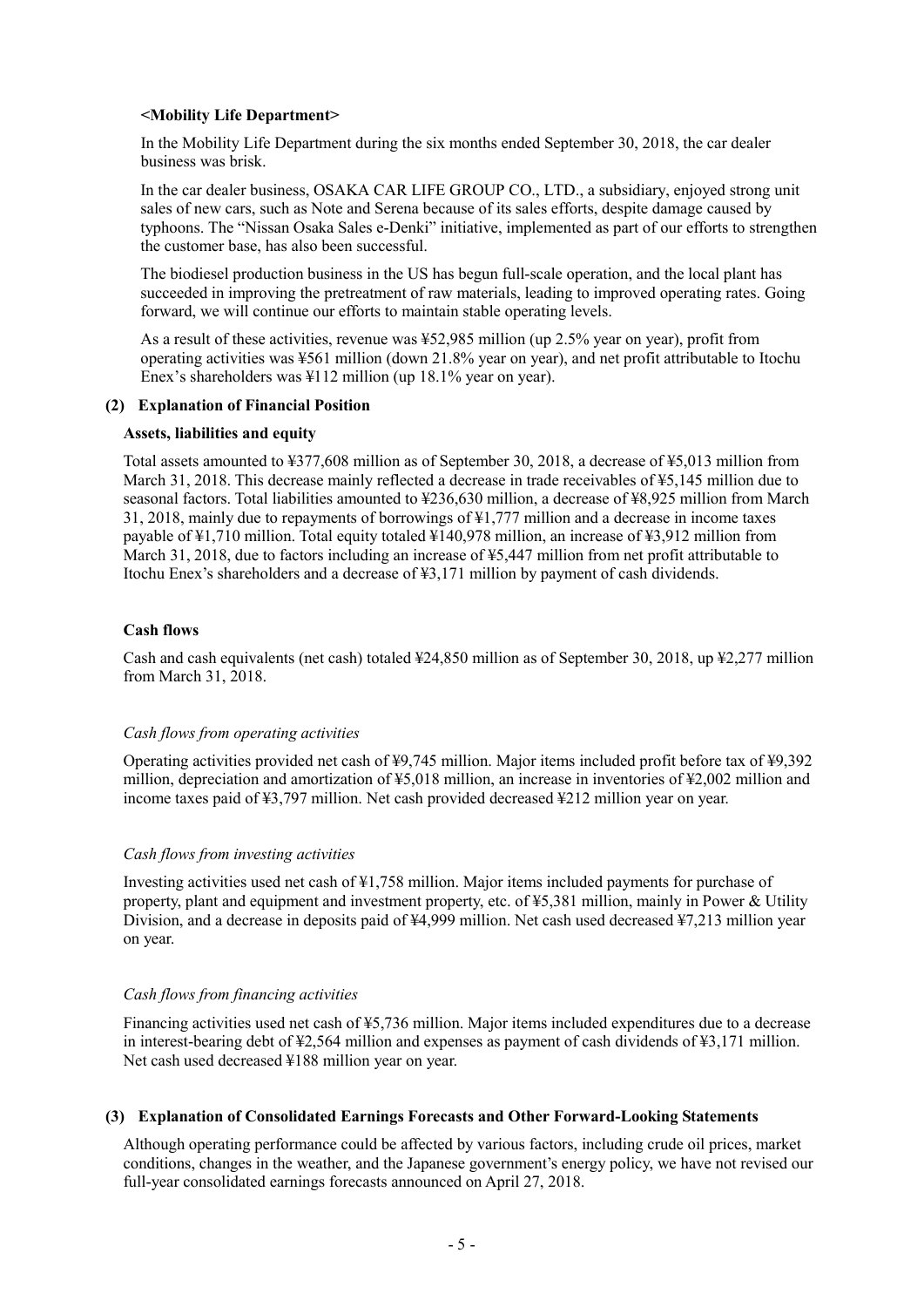**<Mobility Life Department>**

In the Mobility Life Department during the six months ended September 30, 2018, the car dealer business was brisk.

In the car dealer business, OSAKA CAR LIFE GROUP CO., LTD., a subsidiary, enjoyed strong unit sales of new cars, such as Note and Serena because of its sales efforts, despite damage caused by typhoons. The "Nissan Osaka Sales e-Denki" initiative, implemented as part of our efforts to strengthen the customer base, has also been successful.

The biodiesel production business in the US has begun full-scale operation, and the local plant has succeeded in improving the pretreatment of raw materials, leading to improved operating rates. Going forward, we will continue our efforts to maintain stable operating levels.

As a result of these activities, revenue was ¥52,985 million (up 2.5% year on year), profit from operating activities was ¥561 million (down 21.8% year on year), and net profit attributable to Itochu Enex's shareholders was ¥112 million (up 18.1% year on year).

### (2) Explanation of Financial Position

**Assets, liabilities and equity**

Total assets amounted to ¥377,608 million as of September 30, 2018, a decrease of ¥5,013 million from March 31, 2018. This decrease mainly reflected a decrease in trade receivables of ¥5,145 million due to seasonal factors. Total liabilities amounted to ¥236,630 million, a decrease of ¥8,925 million from March 31, 2018, mainly due to repayments of borrowings of ¥1,777 million and a decrease in income taxes payable of ¥1,710 million. Total equity totaled ¥140,978 million, an increase of ¥3,912 million from March 31, 2018, due to factors including an increase of ¥5,447 million from net profit attributable to Itochu Enex's shareholders and a decrease of ¥3,171 million by payment of cash dividends.

**Cash flows**

Cash and cash equivalents (net cash) totaled ¥24,850 million as of September 30, 2018, up ¥2,277 million from March 31, 2018.

*Cash flows from operating activities*

Operating activities provided net cash of ¥9,745 million. Major items included profit before tax of ¥9,392 million, depreciation and amortization of ¥5,018 million, an increase in inventories of ¥2,002 million and income taxes paid of ¥3,797 million. Net cash provided decreased ¥212 million year on year.

*Cash flows from investing activities*

Investing activities used net cash of ¥1,758 million. Major items included payments for purchase of property, plant and equipment and investment property, etc. of ¥5,381 million, mainly in Power & Utility Division, and a decrease in deposits paid of ¥4,999 million. Net cash used decreased ¥7,213 million year on year.

*Cash flows from financing activities*

Financing activities used net cash of ¥5,736 million. Major items included expenditures due to a decrease in interest-bearing debt of ¥2,564 million and expenses as payment of cash dividends of ¥3,171 million. Net cash used decreased ¥188 million year on year.

### (3) Explanation of Consolidated Earnings Forecasts and Other Forward-Looking Statements

Although operating performance could be affected by various factors, including crude oil prices, market conditions, changes in the weather, and the Japanese government's energy policy, we have not revised our full-year consolidated earnings forecasts announced on April 27, 2018.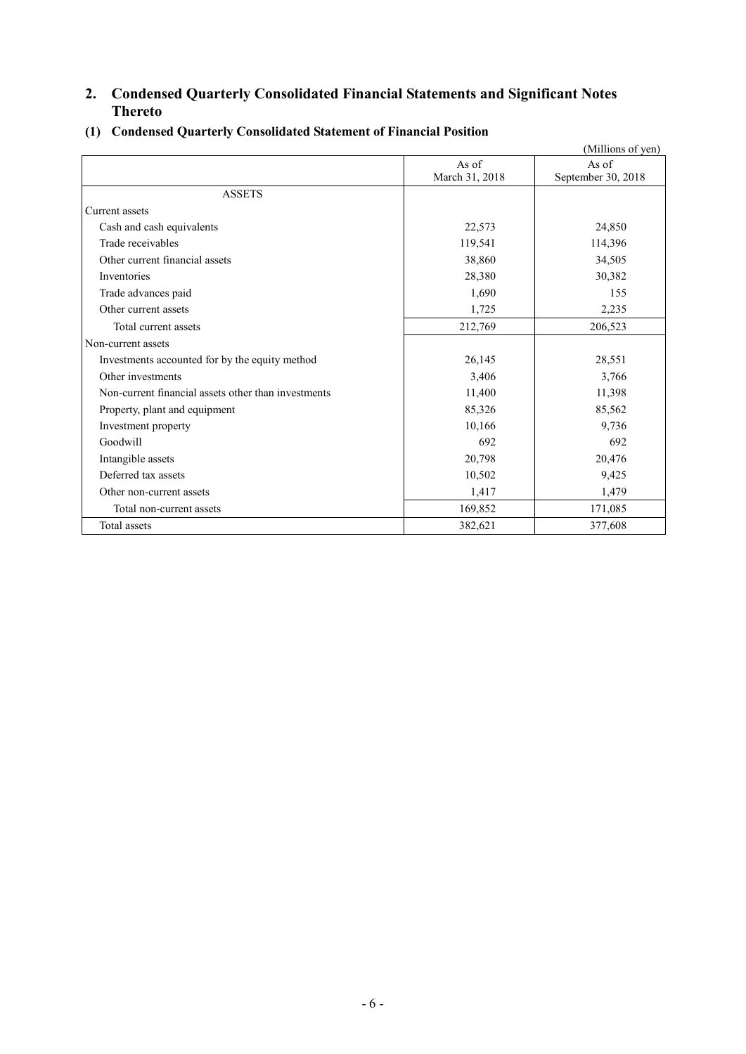## 2. Condensed Quarterly Consolidated Financial Statements and Significant Notes Thereto

### (1) Condensed Quarterly Consolidated Statement of Financial Position

(Millions of yen)

| | As of March 31, 2018 | As of September 30, 2018 |
|---|---|---|
| ASSETS | | |
| Current assets | | |
| Cash and cash equivalents | 22,573 | 24,850 |
| Trade receivables | 119,541 | 114,396 |
| Other current financial assets | 38,860 | 34,505 |
| Inventories | 28,380 | 30,382 |
| Trade advances paid | 1,690 | 155 |
| Other current assets | 1,725 | 2,235 |
| Total current assets | 212,769 | 206,523 |
| Non-current assets | | |
| Investments accounted for by the equity method | 26,145 | 28,551 |
| Other investments | 3,406 | 3,766 |
| Non-current financial assets other than investments | 11,400 | 11,398 |
| Property, plant and equipment | 85,326 | 85,562 |
| Investment property | 10,166 | 9,736 |
| Goodwill | 692 | 692 |
| Intangible assets | 20,798 | 20,476 |
| Deferred tax assets | 10,502 | 9,425 |
| Other non-current assets | 1,417 | 1,479 |
| Total non-current assets | 169,852 | 171,085 |
| Total assets | 382,621 | 377,608 |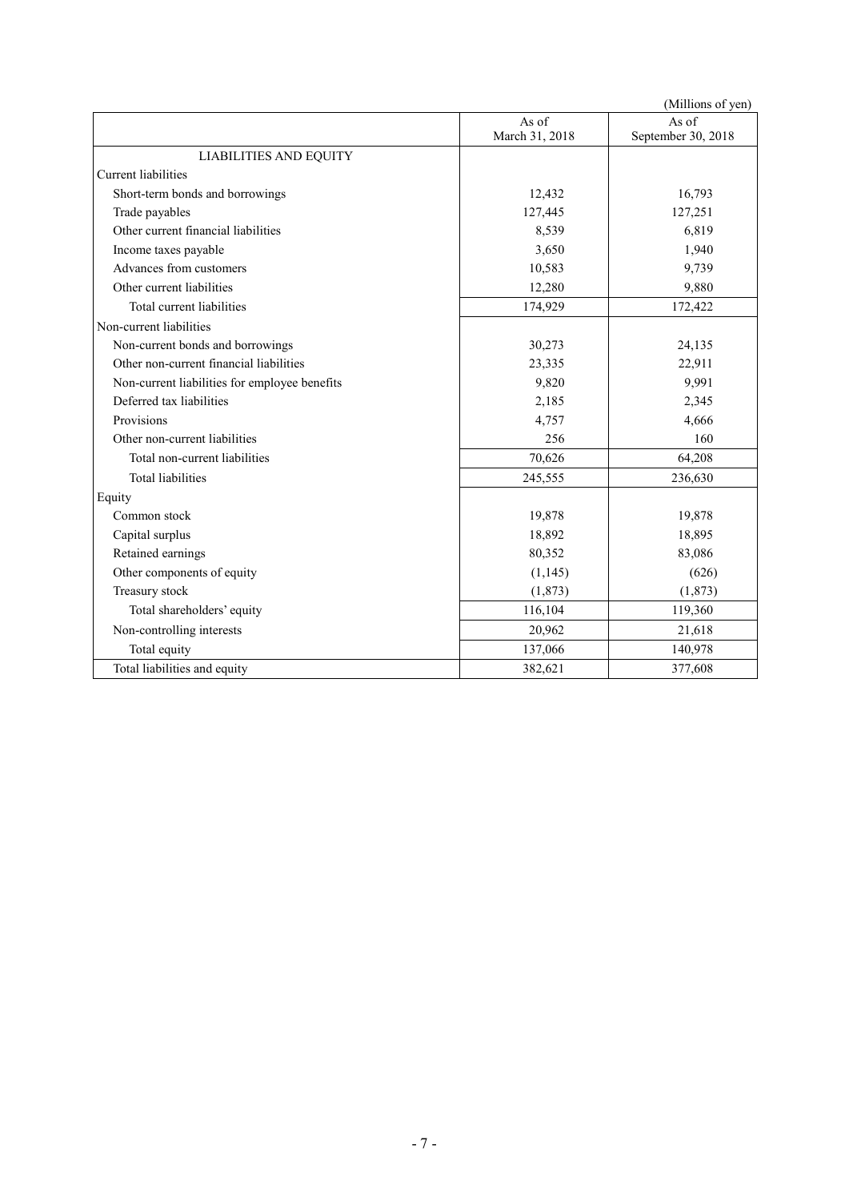(Millions of yen)

| | As of March 31, 2018 | As of September 30, 2018 |
|---|---|---|
| LIABILITIES AND EQUITY | | |
| Current liabilities | | |
| Short-term bonds and borrowings | 12,432 | 16,793 |
| Trade payables | 127,445 | 127,251 |
| Other current financial liabilities | 8,539 | 6,819 |
| Income taxes payable | 3,650 | 1,940 |
| Advances from customers | 10,583 | 9,739 |
| Other current liabilities | 12,280 | 9,880 |
| Total current liabilities | 174,929 | 172,422 |
| Non-current liabilities | | |
| Non-current bonds and borrowings | 30,273 | 24,135 |
| Other non-current financial liabilities | 23,335 | 22,911 |
| Non-current liabilities for employee benefits | 9,820 | 9,991 |
| Deferred tax liabilities | 2,185 | 2,345 |
| Provisions | 4,757 | 4,666 |
| Other non-current liabilities | 256 | 160 |
| Total non-current liabilities | 70,626 | 64,208 |
| Total liabilities | 245,555 | 236,630 |
| Equity | | |
| Common stock | 19,878 | 19,878 |
| Capital surplus | 18,892 | 18,895 |
| Retained earnings | 80,352 | 83,086 |
| Other components of equity | (1,145) | (626) |
| Treasury stock | (1,873) | (1,873) |
| Total shareholders' equity | 116,104 | 119,360 |
| Non-controlling interests | 20,962 | 21,618 |
| Total equity | 137,066 | 140,978 |
| Total liabilities and equity | 382,621 | 377,608 |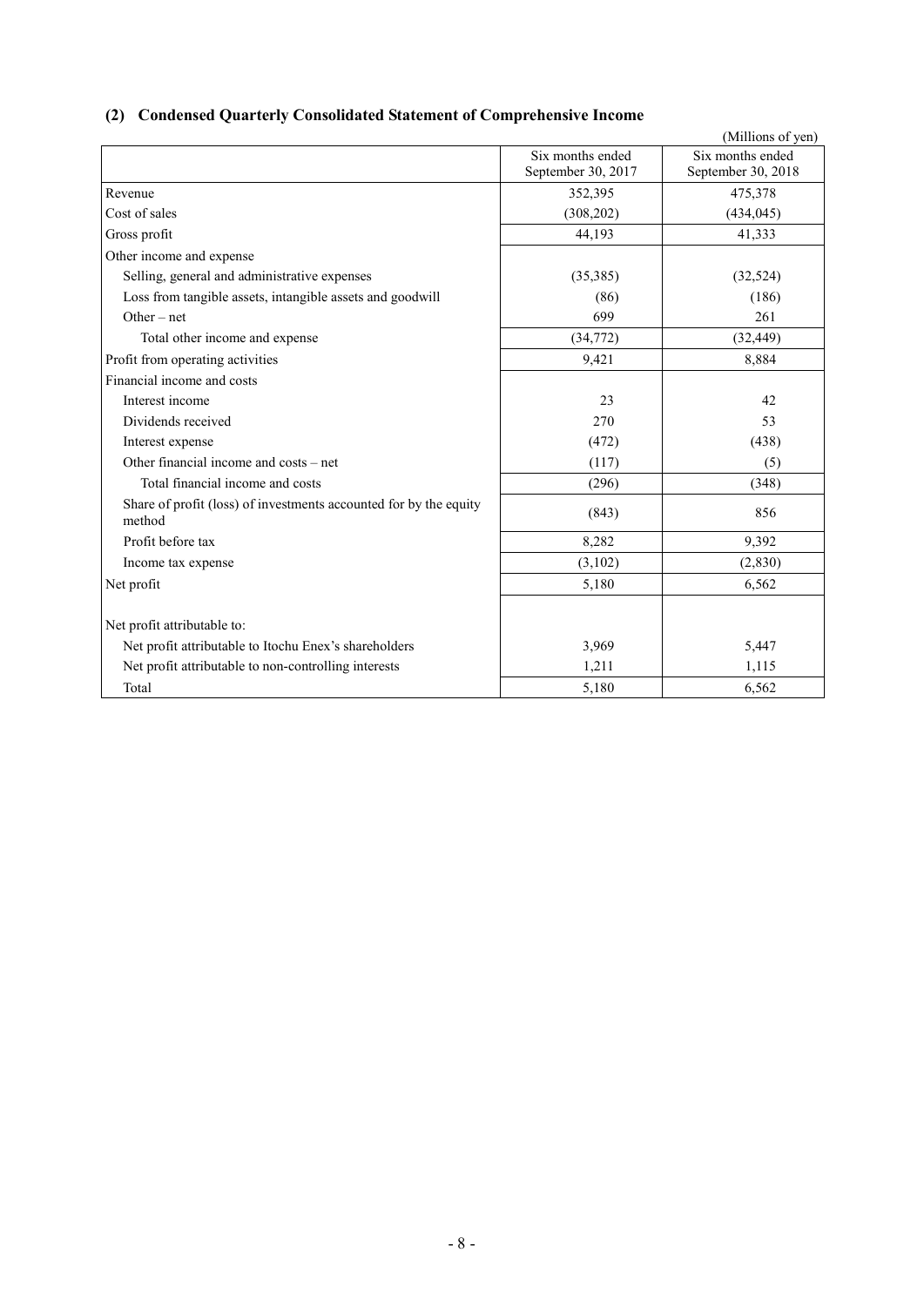## (2) Condensed Quarterly Consolidated Statement of Comprehensive Income

(Millions of yen)

| | Six months ended September 30, 2017 | Six months ended September 30, 2018 |
|---|---|---|
| Revenue | 352,395 | 475,378 |
| Cost of sales | (308,202) | (434,045) |
| Gross profit | 44,193 | 41,333 |
| Other income and expense | | |
| Selling, general and administrative expenses | (35,385) | (32,524) |
| Loss from tangible assets, intangible assets and goodwill | (86) | (186) |
| Other – net | 699 | 261 |
| Total other income and expense | (34,772) | (32,449) |
| Profit from operating activities | 9,421 | 8,884 |
| Financial income and costs | | |
| Interest income | 23 | 42 |
| Dividends received | 270 | 53 |
| Interest expense | (472) | (438) |
| Other financial income and costs – net | (117) | (5) |
| Total financial income and costs | (296) | (348) |
| Share of profit (loss) of investments accounted for by the equity method | (843) | 856 |
| Profit before tax | 8,282 | 9,392 |
| Income tax expense | (3,102) | (2,830) |
| Net profit | 5,180 | 6,562 |
| Net profit attributable to: | | |
| Net profit attributable to Itochu Enex's shareholders | 3,969 | 5,447 |
| Net profit attributable to non-controlling interests | 1,211 | 1,115 |
| Total | 5,180 | 6,562 |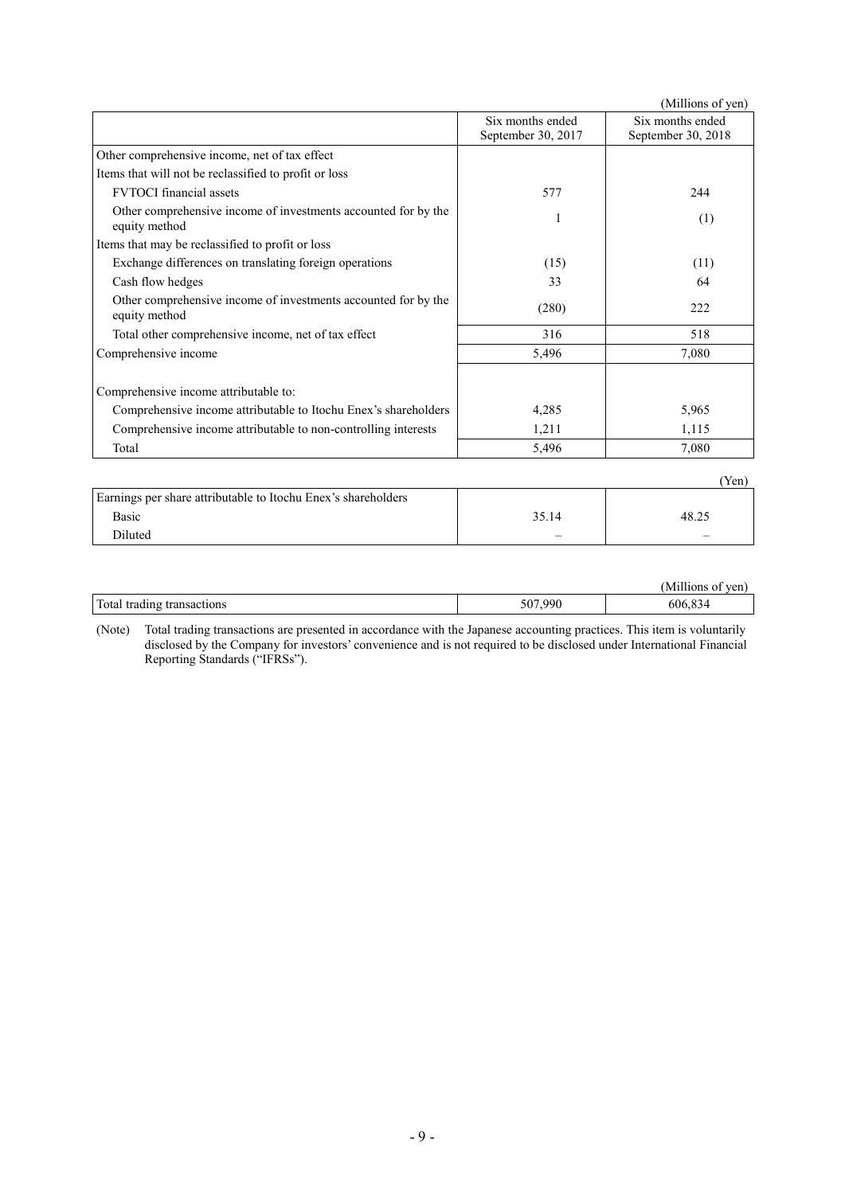(Millions of yen)

| | Six months ended September 30, 2017 | Six months ended September 30, 2018 |
|---|---|---|
| Other comprehensive income, net of tax effect | | |
| Items that will not be reclassified to profit or loss | | |
| FVTOCI financial assets | 577 | 244 |
| Other comprehensive income of investments accounted for by the equity method | 1 | (1) |
| Items that may be reclassified to profit or loss | | |
| Exchange differences on translating foreign operations | (15) | (11) |
| Cash flow hedges | 33 | 64 |
| Other comprehensive income of investments accounted for by the equity method | (280) | 222 |
| Total other comprehensive income, net of tax effect | 316 | 518 |
| Comprehensive income | 5,496 | 7,080 |
| | | |
| Comprehensive income attributable to: | | |
| Comprehensive income attributable to Itochu Enex's shareholders | 4,285 | 5,965 |
| Comprehensive income attributable to non-controlling interests | 1,211 | 1,115 |
| Total | 5,496 | 7,080 |

(Yen)

| | | |
|---|---|---|
| Earnings per share attributable to Itochu Enex's shareholders | | |
| Basic | 35.14 | 48.25 |
| Diluted | – | – |

(Millions of yen)

| | | |
|---|---|---|
| Total trading transactions | 507,990 | 606,834 |

(Note) Total trading transactions are presented in accordance with the Japanese accounting practices. This item is voluntarily disclosed by the Company for investors' convenience and is not required to be disclosed under International Financial Reporting Standards ("IFRSs").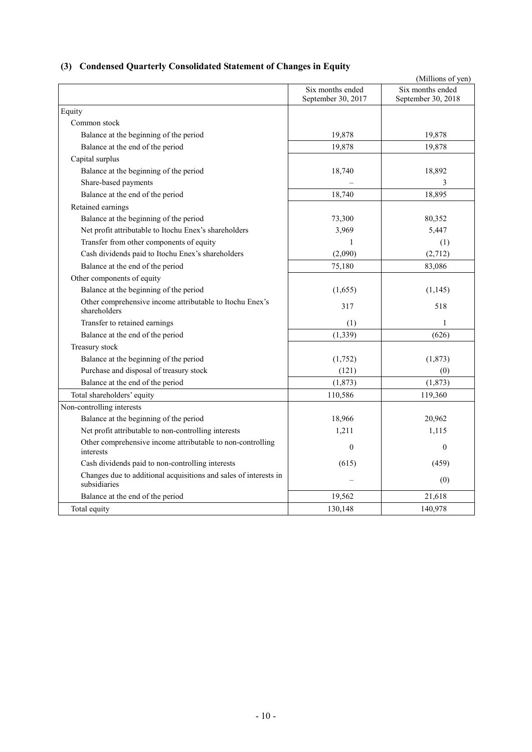### (3) Condensed Quarterly Consolidated Statement of Changes in Equity

(Millions of yen)

| | Six months ended September 30, 2017 | Six months ended September 30, 2018 |
|---|---|---|
| Equity | | |
| Common stock | | |
| Balance at the beginning of the period | 19,878 | 19,878 |
| Balance at the end of the period | 19,878 | 19,878 |
| Capital surplus | | |
| Balance at the beginning of the period | 18,740 | 18,892 |
| Share-based payments | – | 3 |
| Balance at the end of the period | 18,740 | 18,895 |
| Retained earnings | | |
| Balance at the beginning of the period | 73,300 | 80,352 |
| Net profit attributable to Itochu Enex's shareholders | 3,969 | 5,447 |
| Transfer from other components of equity | 1 | (1) |
| Cash dividends paid to Itochu Enex's shareholders | (2,090) | (2,712) |
| Balance at the end of the period | 75,180 | 83,086 |
| Other components of equity | | |
| Balance at the beginning of the period | (1,655) | (1,145) |
| Other comprehensive income attributable to Itochu Enex's shareholders | 317 | 518 |
| Transfer to retained earnings | (1) | 1 |
| Balance at the end of the period | (1,339) | (626) |
| Treasury stock | | |
| Balance at the beginning of the period | (1,752) | (1,873) |
| Purchase and disposal of treasury stock | (121) | (0) |
| Balance at the end of the period | (1,873) | (1,873) |
| Total shareholders' equity | 110,586 | 119,360 |
| Non-controlling interests | | |
| Balance at the beginning of the period | 18,966 | 20,962 |
| Net profit attributable to non-controlling interests | 1,211 | 1,115 |
| Other comprehensive income attributable to non-controlling interests | 0 | 0 |
| Cash dividends paid to non-controlling interests | (615) | (459) |
| Changes due to additional acquisitions and sales of interests in subsidiaries | – | (0) |
| Balance at the end of the period | 19,562 | 21,618 |
| Total equity | 130,148 | 140,978 |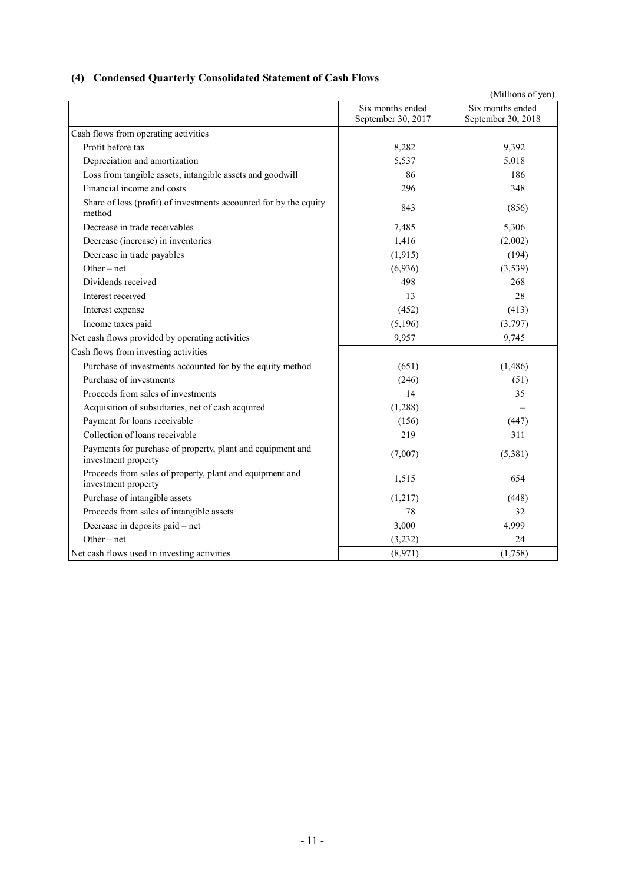### (4) Condensed Quarterly Consolidated Statement of Cash Flows

(Millions of yen)

| | Six months ended September 30, 2017 | Six months ended September 30, 2018 |
|---|---|---|
| Cash flows from operating activities | | |
| Profit before tax | 8,282 | 9,392 |
| Depreciation and amortization | 5,537 | 5,018 |
| Loss from tangible assets, intangible assets and goodwill | 86 | 186 |
| Financial income and costs | 296 | 348 |
| Share of loss (profit) of investments accounted for by the equity method | 843 | (856) |
| Decrease in trade receivables | 7,485 | 5,306 |
| Decrease (increase) in inventories | 1,416 | (2,002) |
| Decrease in trade payables | (1,915) | (194) |
| Other – net | (6,936) | (3,539) |
| Dividends received | 498 | 268 |
| Interest received | 13 | 28 |
| Interest expense | (452) | (413) |
| Income taxes paid | (5,196) | (3,797) |
| Net cash flows provided by operating activities | 9,957 | 9,745 |
| Cash flows from investing activities | | |
| Purchase of investments accounted for by the equity method | (651) | (1,486) |
| Purchase of investments | (246) | (51) |
| Proceeds from sales of investments | 14 | 35 |
| Acquisition of subsidiaries, net of cash acquired | (1,288) | – |
| Payment for loans receivable | (156) | (447) |
| Collection of loans receivable | 219 | 311 |
| Payments for purchase of property, plant and equipment and investment property | (7,007) | (5,381) |
| Proceeds from sales of property, plant and equipment and investment property | 1,515 | 654 |
| Purchase of intangible assets | (1,217) | (448) |
| Proceeds from sales of intangible assets | 78 | 32 |
| Decrease in deposits paid – net | 3,000 | 4,999 |
| Other – net | (3,232) | 24 |
| Net cash flows used in investing activities | (8,971) | (1,758) |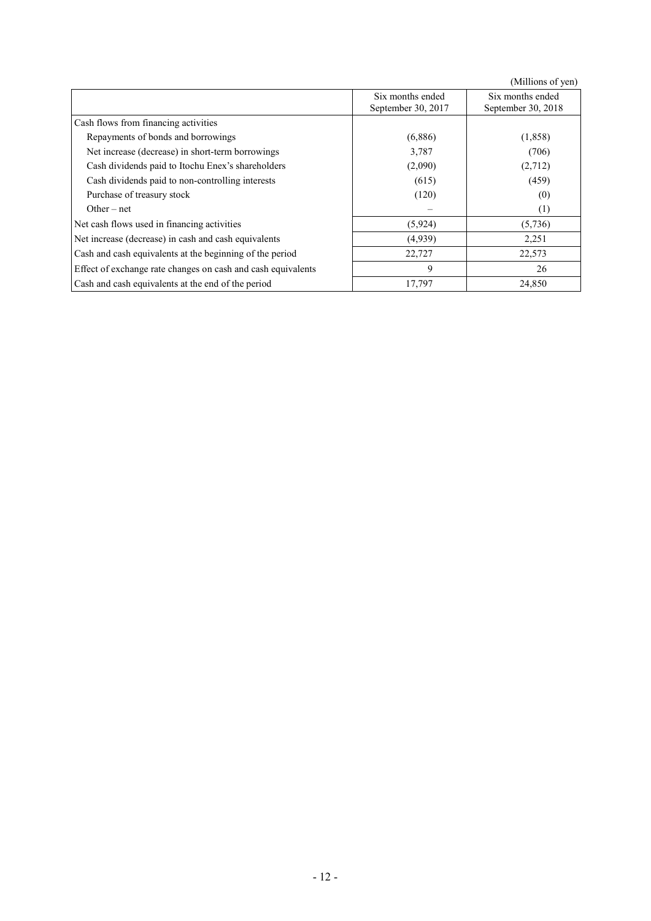(Millions of yen)

| | Six months ended September 30, 2017 | Six months ended September 30, 2018 |
|---|---|---|
| Cash flows from financing activities | | |
| Repayments of bonds and borrowings | (6,886) | (1,858) |
| Net increase (decrease) in short-term borrowings | 3,787 | (706) |
| Cash dividends paid to Itochu Enex's shareholders | (2,090) | (2,712) |
| Cash dividends paid to non-controlling interests | (615) | (459) |
| Purchase of treasury stock | (120) | (0) |
| Other – net | – | (1) |
| Net cash flows used in financing activities | (5,924) | (5,736) |
| Net increase (decrease) in cash and cash equivalents | (4,939) | 2,251 |
| Cash and cash equivalents at the beginning of the period | 22,727 | 22,573 |
| Effect of exchange rate changes on cash and cash equivalents | 9 | 26 |
| Cash and cash equivalents at the end of the period | 17,797 | 24,850 |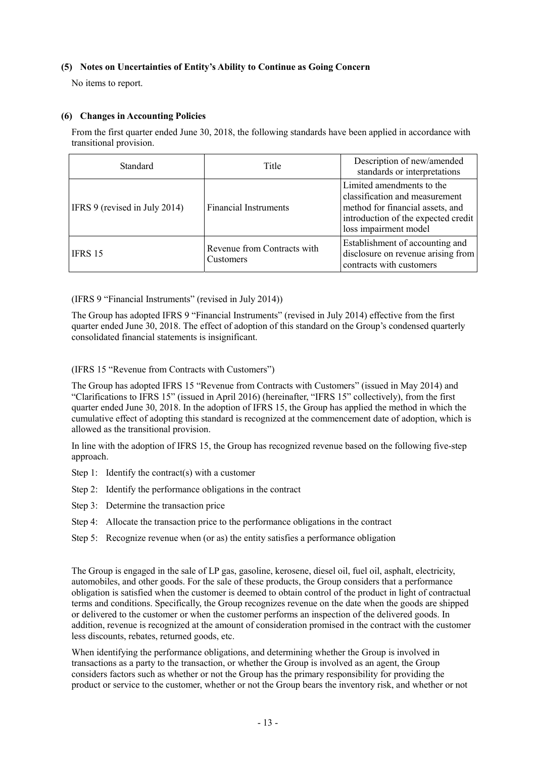### (5) Notes on Uncertainties of Entity's Ability to Continue as Going Concern

No items to report.

### (6) Changes in Accounting Policies

From the first quarter ended June 30, 2018, the following standards have been applied in accordance with transitional provision.

| Standard | Title | Description of new/amended standards or interpretations |
|---|---|---|
| IFRS 9 (revised in July 2014) | Financial Instruments | Limited amendments to the classification and measurement method for financial assets, and introduction of the expected credit loss impairment model |
| IFRS 15 | Revenue from Contracts with Customers | Establishment of accounting and disclosure on revenue arising from contracts with customers |

(IFRS 9 "Financial Instruments" (revised in July 2014))

The Group has adopted IFRS 9 "Financial Instruments" (revised in July 2014) effective from the first quarter ended June 30, 2018. The effect of adoption of this standard on the Group's condensed quarterly consolidated financial statements is insignificant.

(IFRS 15 "Revenue from Contracts with Customers")

The Group has adopted IFRS 15 "Revenue from Contracts with Customers" (issued in May 2014) and "Clarifications to IFRS 15" (issued in April 2016) (hereinafter, "IFRS 15" collectively), from the first quarter ended June 30, 2018. In the adoption of IFRS 15, the Group has applied the method in which the cumulative effect of adopting this standard is recognized at the commencement date of adoption, which is allowed as the transitional provision.

In line with the adoption of IFRS 15, the Group has recognized revenue based on the following five-step approach.

Step 1: Identify the contract(s) with a customer

Step 2: Identify the performance obligations in the contract

Step 3: Determine the transaction price

Step 4: Allocate the transaction price to the performance obligations in the contract

Step 5: Recognize revenue when (or as) the entity satisfies a performance obligation

The Group is engaged in the sale of LP gas, gasoline, kerosene, diesel oil, fuel oil, asphalt, electricity, automobiles, and other goods. For the sale of these products, the Group considers that a performance obligation is satisfied when the customer is deemed to obtain control of the product in light of contractual terms and conditions. Specifically, the Group recognizes revenue on the date when the goods are shipped or delivered to the customer or when the customer performs an inspection of the delivered goods. In addition, revenue is recognized at the amount of consideration promised in the contract with the customer less discounts, rebates, returned goods, etc.

When identifying the performance obligations, and determining whether the Group is involved in transactions as a party to the transaction, or whether the Group is involved as an agent, the Group considers factors such as whether or not the Group has the primary responsibility for providing the product or service to the customer, whether or not the Group bears the inventory risk, and whether or not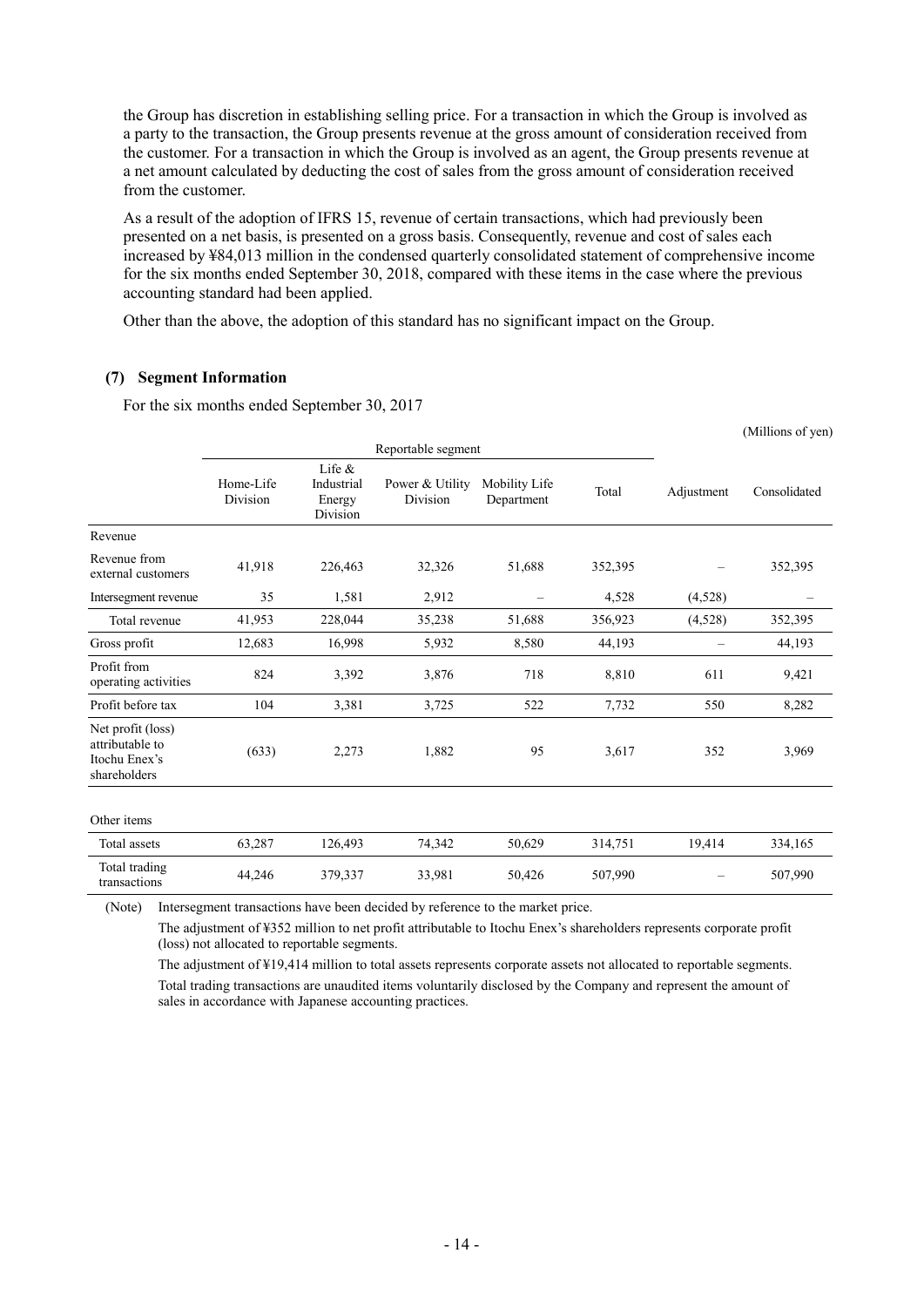the Group has discretion in establishing selling price. For a transaction in which the Group is involved as a party to the transaction, the Group presents revenue at the gross amount of consideration received from the customer. For a transaction in which the Group is involved as an agent, the Group presents revenue at a net amount calculated by deducting the cost of sales from the gross amount of consideration received from the customer.

As a result of the adoption of IFRS 15, revenue of certain transactions, which had previously been presented on a net basis, is presented on a gross basis. Consequently, revenue and cost of sales each increased by ¥84,013 million in the condensed quarterly consolidated statement of comprehensive income for the six months ended September 30, 2018, compared with these items in the case where the previous accounting standard had been applied.

Other than the above, the adoption of this standard has no significant impact on the Group.

### (7) Segment Information

For the six months ended September 30, 2017

(Millions of yen)

| | Reportable segment | | | | | Adjustment | Consolidated |
|---|---|---|---|---|---|---|---|
| | Home-Life Division | Life & Industrial Energy Division | Power & Utility Division | Mobility Life Department | Total | | |
| Revenue | | | | | | | |
| Revenue from external customers | 41,918 | 226,463 | 32,326 | 51,688 | 352,395 | – | 352,395 |
| Intersegment revenue | 35 | 1,581 | 2,912 | – | 4,528 | (4,528) | – |
| Total revenue | 41,953 | 228,044 | 35,238 | 51,688 | 356,923 | (4,528) | 352,395 |
| Gross profit | 12,683 | 16,998 | 5,932 | 8,580 | 44,193 | – | 44,193 |
| Profit from operating activities | 824 | 3,392 | 3,876 | 718 | 8,810 | 611 | 9,421 |
| Profit before tax | 104 | 3,381 | 3,725 | 522 | 7,732 | 550 | 8,282 |
| Net profit (loss) attributable to Itochu Enex's shareholders | (633) | 2,273 | 1,882 | 95 | 3,617 | 352 | 3,969 |
| Other items | | | | | | | |
| Total assets | 63,287 | 126,493 | 74,342 | 50,629 | 314,751 | 19,414 | 334,165 |
| Total trading transactions | 44,246 | 379,337 | 33,981 | 50,426 | 507,990 | – | 507,990 |

(Note) Intersegment transactions have been decided by reference to the market price.

The adjustment of ¥352 million to net profit attributable to Itochu Enex's shareholders represents corporate profit (loss) not allocated to reportable segments.

The adjustment of ¥19,414 million to total assets represents corporate assets not allocated to reportable segments.

Total trading transactions are unaudited items voluntarily disclosed by the Company and represent the amount of sales in accordance with Japanese accounting practices.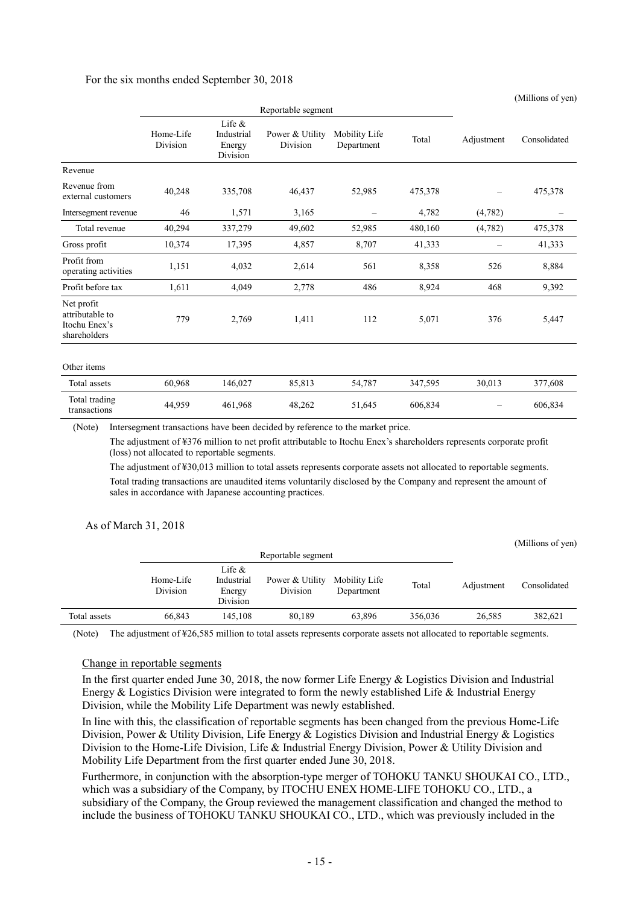For the six months ended September 30, 2018

(Millions of yen)

| | Reportable segment | | | | | Adjustment | Consolidated |
|---|---|---|---|---|---|---|---|
| | Home-Life Division | Life & Industrial Energy Division | Power & Utility Division | Mobility Life Department | Total | | |
| Revenue | | | | | | | |
| Revenue from external customers | 40,248 | 335,708 | 46,437 | 52,985 | 475,378 | – | 475,378 |
| Intersegment revenue | 46 | 1,571 | 3,165 | – | 4,782 | (4,782) | – |
| Total revenue | 40,294 | 337,279 | 49,602 | 52,985 | 480,160 | (4,782) | 475,378 |
| Gross profit | 10,374 | 17,395 | 4,857 | 8,707 | 41,333 | – | 41,333 |
| Profit from operating activities | 1,151 | 4,032 | 2,614 | 561 | 8,358 | 526 | 8,884 |
| Profit before tax | 1,611 | 4,049 | 2,778 | 486 | 8,924 | 468 | 9,392 |
| Net profit attributable to Itochu Enex's shareholders | 779 | 2,769 | 1,411 | 112 | 5,071 | 376 | 5,447 |
| Other items | | | | | | | |
| Total assets | 60,968 | 146,027 | 85,813 | 54,787 | 347,595 | 30,013 | 377,608 |
| Total trading transactions | 44,959 | 461,968 | 48,262 | 51,645 | 606,834 | – | 606,834 |

(Note) Intersegment transactions have been decided by reference to the market price.

The adjustment of ¥376 million to net profit attributable to Itochu Enex's shareholders represents corporate profit (loss) not allocated to reportable segments.

The adjustment of ¥30,013 million to total assets represents corporate assets not allocated to reportable segments.

Total trading transactions are unaudited items voluntarily disclosed by the Company and represent the amount of sales in accordance with Japanese accounting practices.

As of March 31, 2018

(Millions of yen)

| | Reportable segment | | | | | Adjustment | Consolidated |
|---|---|---|---|---|---|---|---|
| | Home-Life Division | Life & Industrial Energy Division | Power & Utility Division | Mobility Life Department | Total | | |
| Total assets | 66,843 | 145,108 | 80,189 | 63,896 | 356,036 | 26,585 | 382,621 |

(Note) The adjustment of ¥26,585 million to total assets represents corporate assets not allocated to reportable segments.

Change in reportable segments

In the first quarter ended June 30, 2018, the now former Life Energy & Logistics Division and Industrial Energy & Logistics Division were integrated to form the newly established Life & Industrial Energy Division, while the Mobility Life Department was newly established.

In line with this, the classification of reportable segments has been changed from the previous Home-Life Division, Power & Utility Division, Life Energy & Logistics Division and Industrial Energy & Logistics Division to the Home-Life Division, Life & Industrial Energy Division, Power & Utility Division and Mobility Life Department from the first quarter ended June 30, 2018.

Furthermore, in conjunction with the absorption-type merger of TOHOKU TANKU SHOUKAI CO., LTD., which was a subsidiary of the Company, by ITOCHU ENEX HOME-LIFE TOHOKU CO., LTD., a subsidiary of the Company, the Group reviewed the management classification and changed the method to include the business of TOHOKU TANKU SHOUKAI CO., LTD., which was previously included in the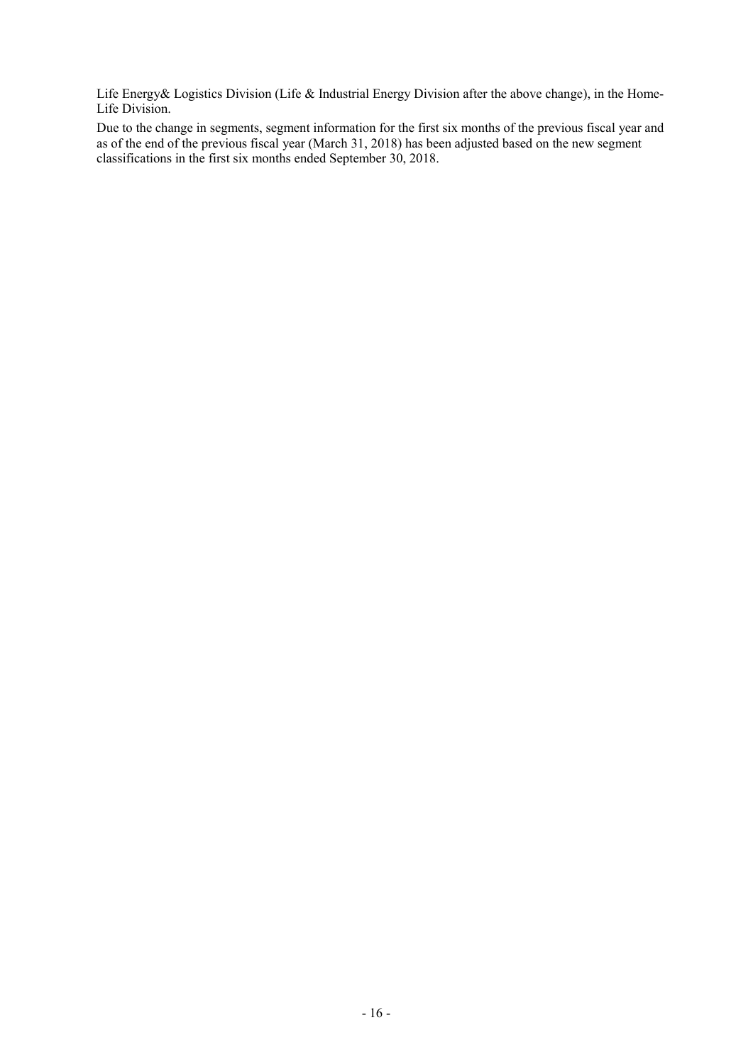Life Energy& Logistics Division (Life & Industrial Energy Division after the above change), in the Home-Life Division.

Due to the change in segments, segment information for the first six months of the previous fiscal year and as of the end of the previous fiscal year (March 31, 2018) has been adjusted based on the new segment classifications in the first six months ended September 30, 2018.